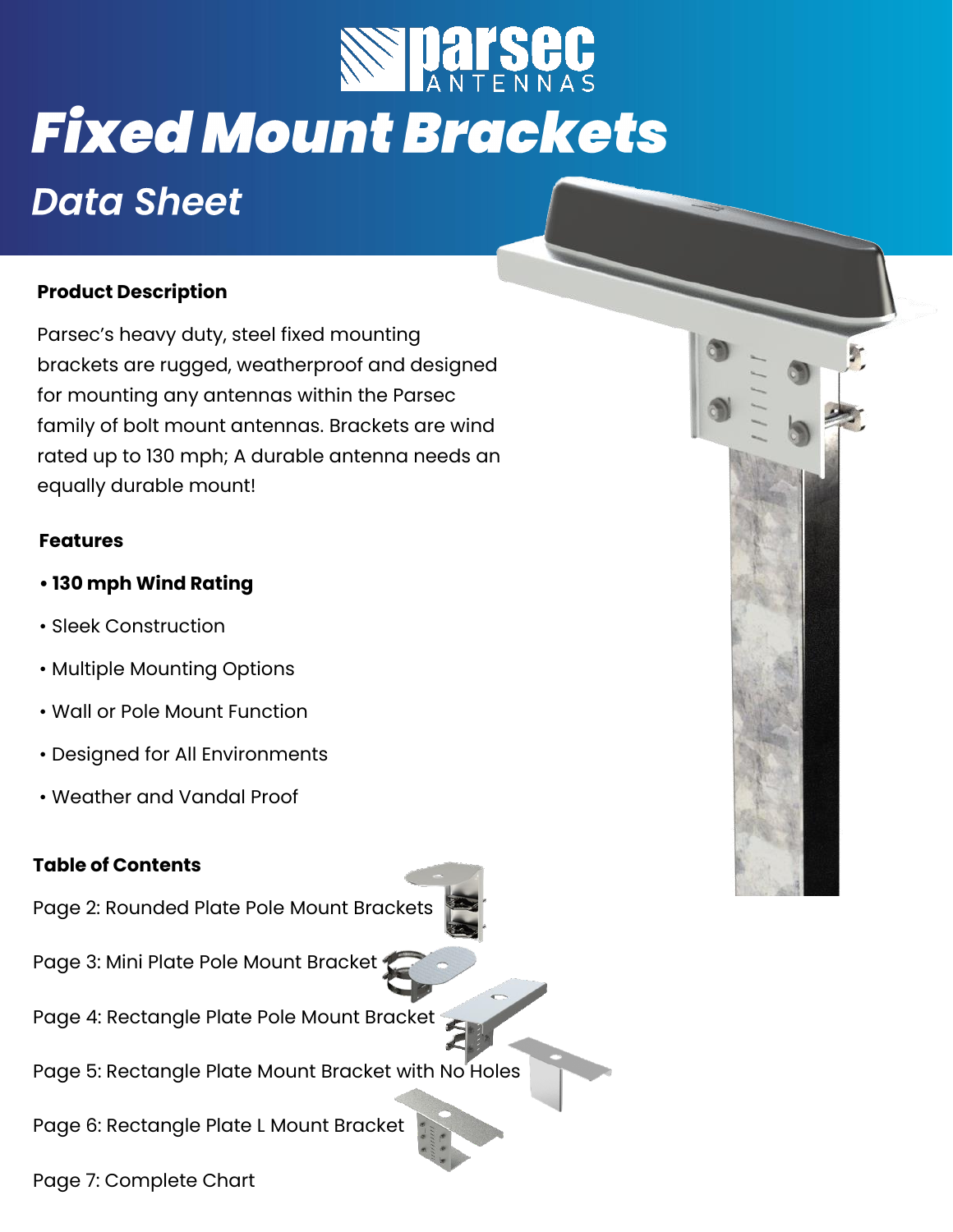# Fixed Mount Brackets

## Data Sheet

### Product Description

Parsec's heavy duty, steel fixed mounting brackets are rugged, weatherproof and designed for mounting any antennas within the Parsec family of bolt mount antennas. Brackets are wind rated up to 130 mph; A durable antenna needs an equally durable mount!

### Features

- **130 mph Wind Rating**
- Sleek Construction
- Multiple Mounting Options
- Wall or Pole Mount Function
- Designed for All Environments
- Weather and Vandal Proof

### Table of Contents

Page 2: Rounded Plate Pole Mount Brackets

Page 3: Mini Plate Pole Mount Bracket

Page 4: Rectangle Plate Pole Mount Bracket

Page 5: Rectangle Plate Mount Bracket with No Holes

Page 6: Rectangle Plate L Mount Bracket

Page 7: Complete Chart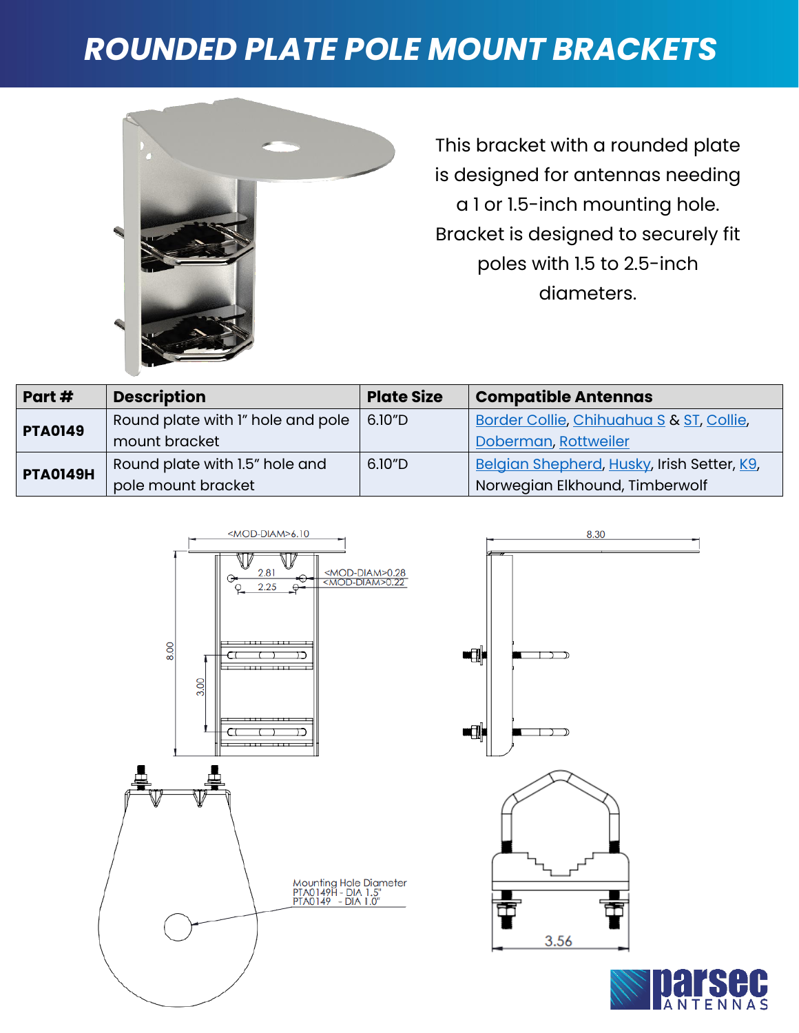# ROUNDED PLATE POLE MOUNT BRACKETS

This bracket with a rounded plate is designed for antennas needing a 1 or 1.5-inch mounting hole. Bracket is designed to securely fit poles with 1.5 to 2.5-inch diameters.

| Part # | Description | Plate Size | Compatible Antennas |
|---|---|---|---|
| **PTA0149** | Round plate with 1" hole and pole mount bracket | 6.10"D | Border Collie, Chihuahua S & ST, Collie, Doberman, Rottweiler |
| **PTA0149H** | Round plate with 1.5" hole and pole mount bracket | 6.10"D | Belgian Shepherd, Husky, Irish Setter, K9, Norwegian Elkhound, Timberwolf |

<MOD-DIAM>6.10

2.81

2.25

<MOD-DIAM>0.28
<MOD-DIAM>0.22

8.00

3.00

8.30

Mounting Hole Diameter
PTA0149H - DIA 1.5"
PTA0149 - DIA 1.0"

3.56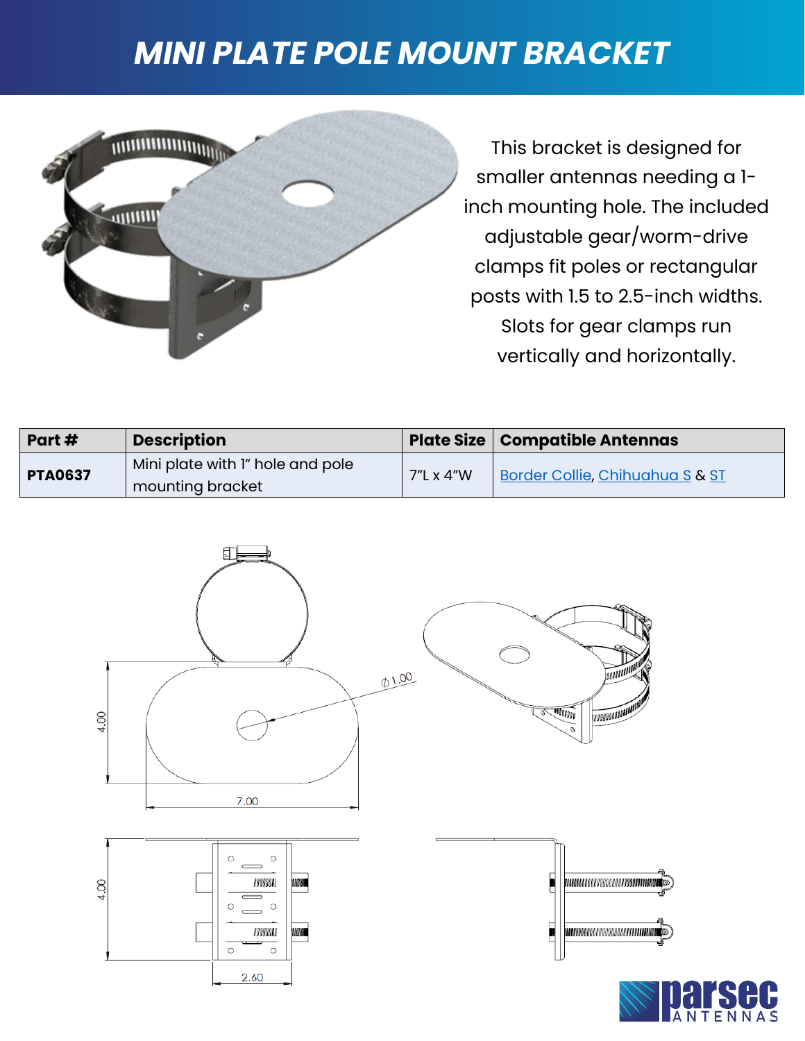# MINI PLATE POLE MOUNT BRACKET

This bracket is designed for smaller antennas needing a 1-inch mounting hole. The included adjustable gear/worm-drive clamps fit poles or rectangular posts with 1.5 to 2.5-inch widths. Slots for gear clamps run vertically and horizontally.

| Part # | Description | Plate Size | Compatible Antennas |
| --- | --- | --- | --- |
| **PTA0637** | Mini plate with 1" hole and pole mounting bracket | 7"L x 4"W | Border Collie, Chihuahua S & ST |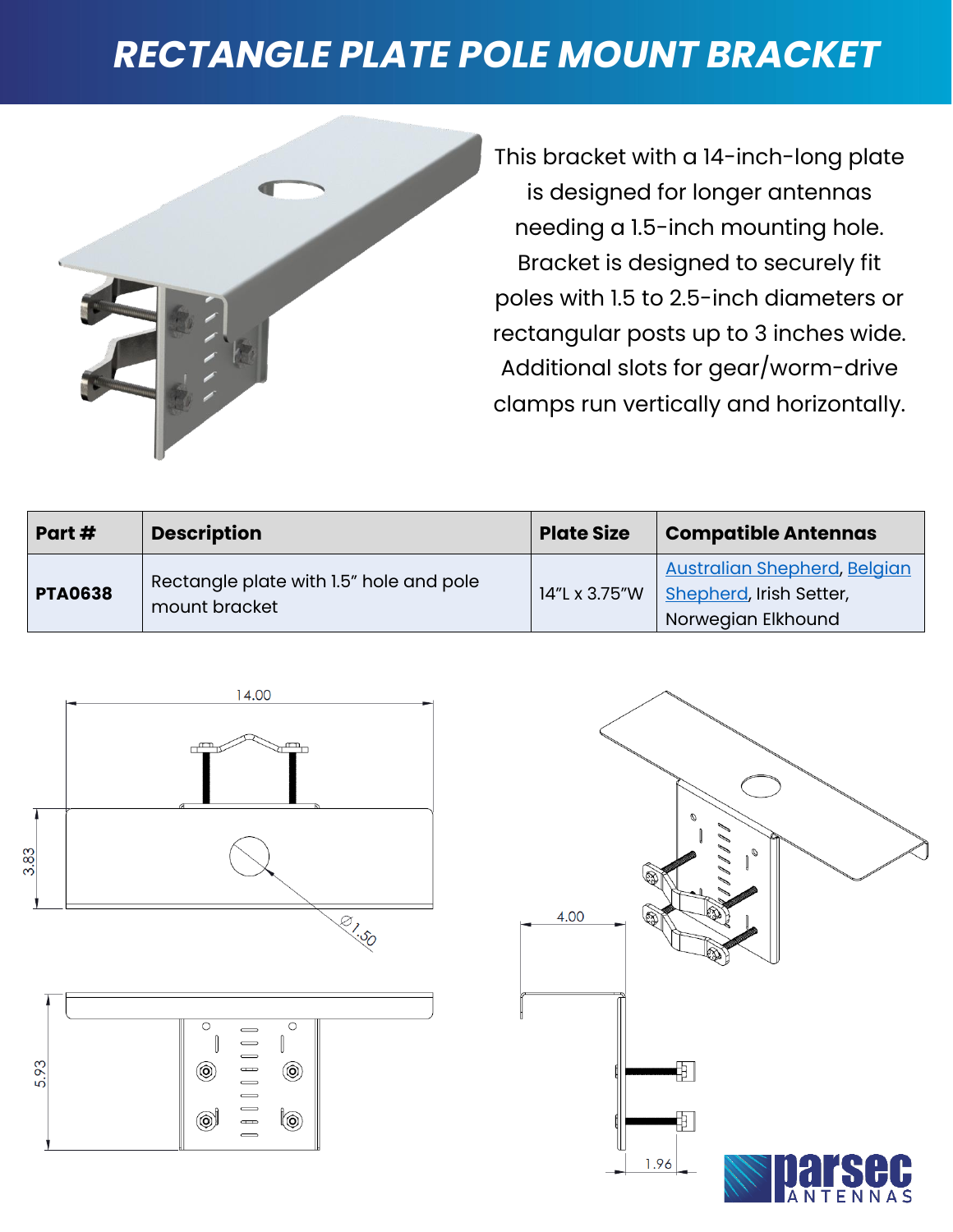# RECTANGLE PLATE POLE MOUNT BRACKET

This bracket with a 14-inch-long plate is designed for longer antennas needing a 1.5-inch mounting hole. Bracket is designed to securely fit poles with 1.5 to 2.5-inch diameters or rectangular posts up to 3 inches wide. Additional slots for gear/worm-drive clamps run vertically and horizontally.

| Part # | Description | Plate Size | Compatible Antennas |
| --- | --- | --- | --- |
| **PTA0638** | Rectangle plate with 1.5" hole and pole mount bracket | 14"L x 3.75"W | Australian Shepherd, Belgian Shepherd, Irish Setter, Norwegian Elkhound |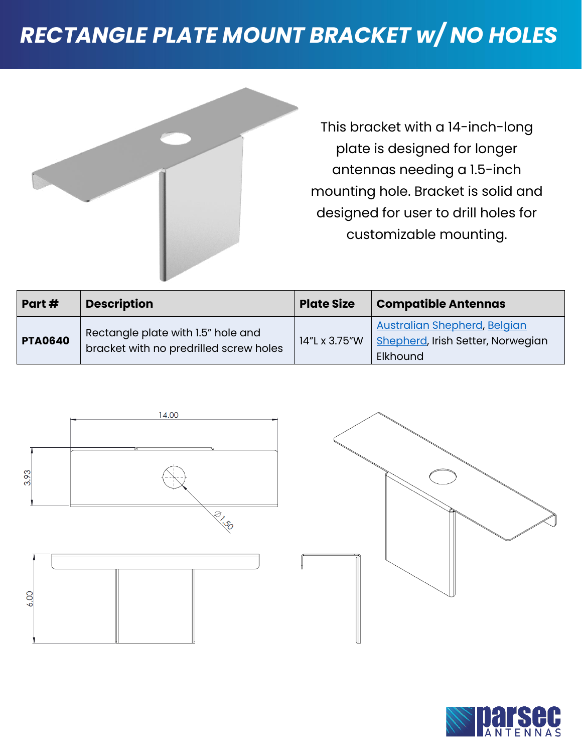# RECTANGLE PLATE MOUNT BRACKET w/ NO HOLES

This bracket with a 14-inch-long plate is designed for longer antennas needing a 1.5-inch mounting hole. Bracket is solid and designed for user to drill holes for customizable mounting.

| Part # | Description | Plate Size | Compatible Antennas |
|---|---|---|---|
| **PTA0640** | Rectangle plate with 1.5" hole and bracket with no predrilled screw holes | 14"L x 3.75"W | Australian Shepherd, Belgian Shepherd, Irish Setter, Norwegian Elkhound |

14.00

3.93

Ø1.50

6.00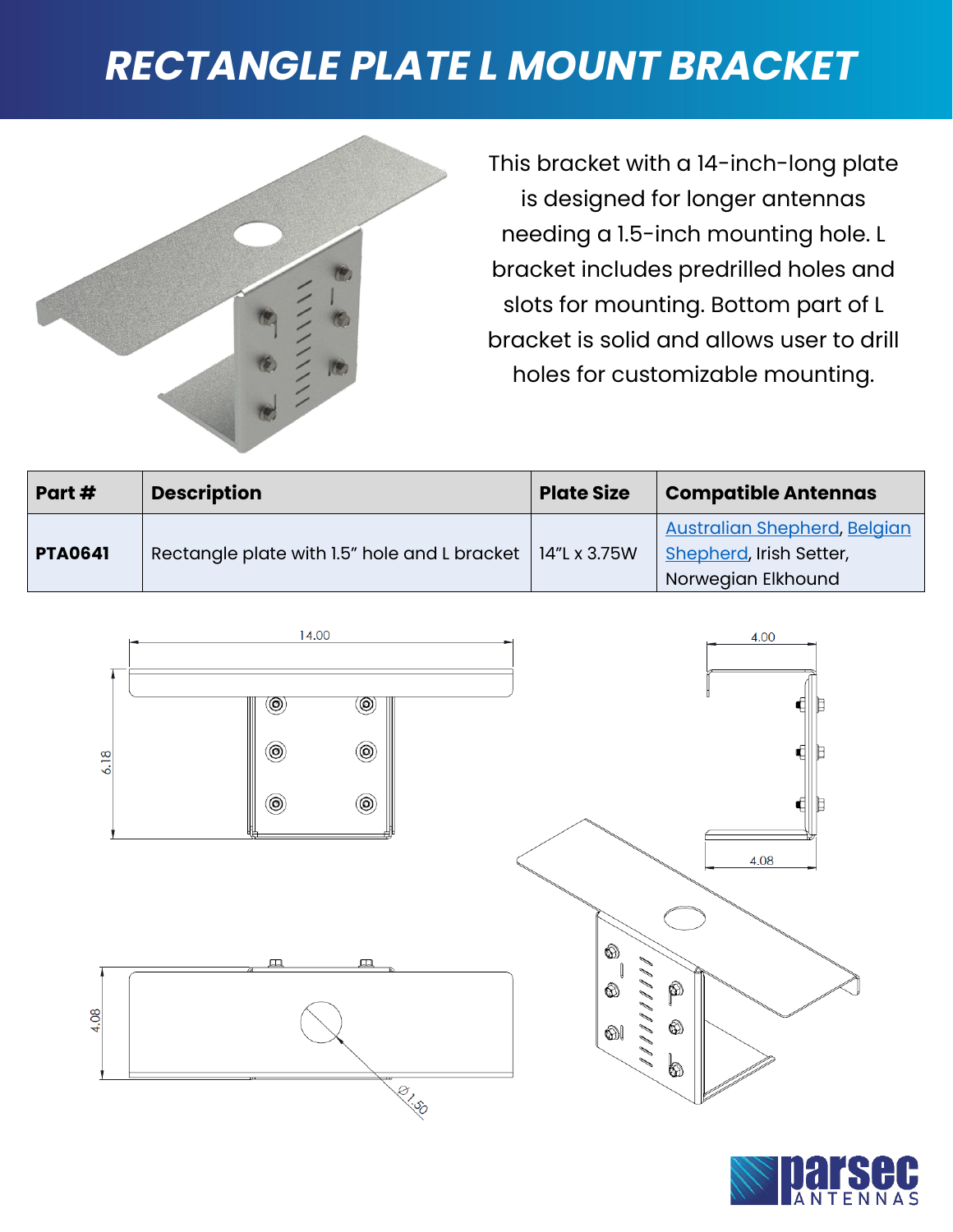# RECTANGLE PLATE L MOUNT BRACKET

This bracket with a 14-inch-long plate is designed for longer antennas needing a 1.5-inch mounting hole. L bracket includes predrilled holes and slots for mounting. Bottom part of L bracket is solid and allows user to drill holes for customizable mounting.

| Part # | Description | Plate Size | Compatible Antennas |
|---|---|---|---|
| **PTA0641** | Rectangle plate with 1.5" hole and L bracket | 14"L x 3.75W | Australian Shepherd, Belgian Shepherd, Irish Setter, Norwegian Elkhound |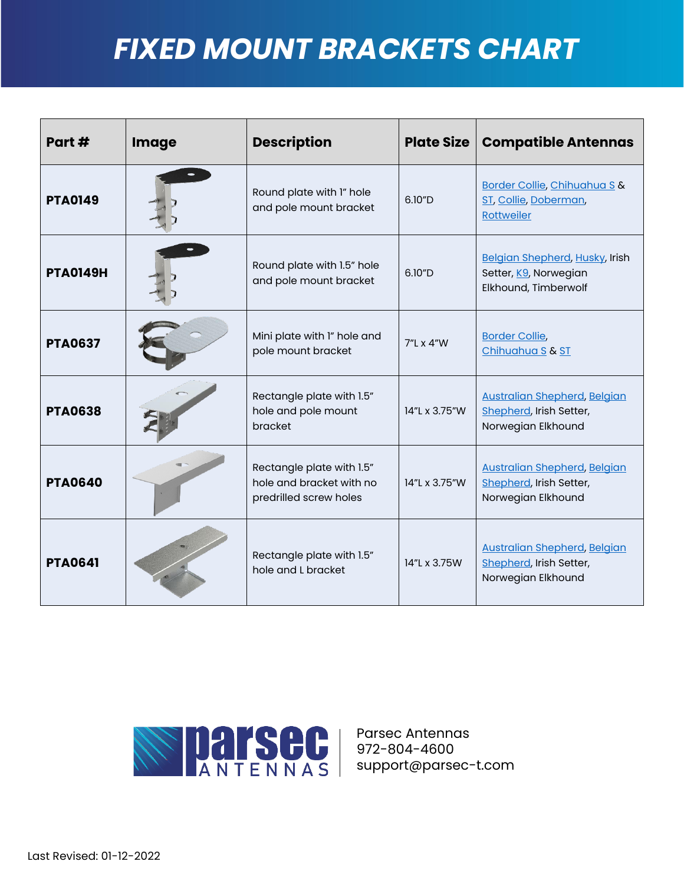# FIXED MOUNT BRACKETS CHART

| Part # | Image | Description | Plate Size | Compatible Antennas |
|---|---|---|---|---|
| **PTA0149** | | Round plate with 1" hole and pole mount bracket | 6.10"D | Border Collie, Chihuahua S & ST, Collie, Doberman, Rottweiler |
| **PTA0149H** | | Round plate with 1.5" hole and pole mount bracket | 6.10"D | Belgian Shepherd, Husky, Irish Setter, K9, Norwegian Elkhound, Timberwolf |
| **PTA0637** | | Mini plate with 1" hole and pole mount bracket | 7"L x 4"W | Border Collie, Chihuahua S & ST |
| **PTA0638** | | Rectangle plate with 1.5" hole and pole mount bracket | 14"L x 3.75"W | Australian Shepherd, Belgian Shepherd, Irish Setter, Norwegian Elkhound |
| **PTA0640** | | Rectangle plate with 1.5" hole and bracket with no predrilled screw holes | 14"L x 3.75"W | Australian Shepherd, Belgian Shepherd, Irish Setter, Norwegian Elkhound |
| **PTA0641** | | Rectangle plate with 1.5" hole and L bracket | 14"L x 3.75W | Australian Shepherd, Belgian Shepherd, Irish Setter, Norwegian Elkhound |

parsec ANTENNAS

Parsec Antennas
972-804-4600
support@parsec-t.com

Last Revised: 01-12-2022